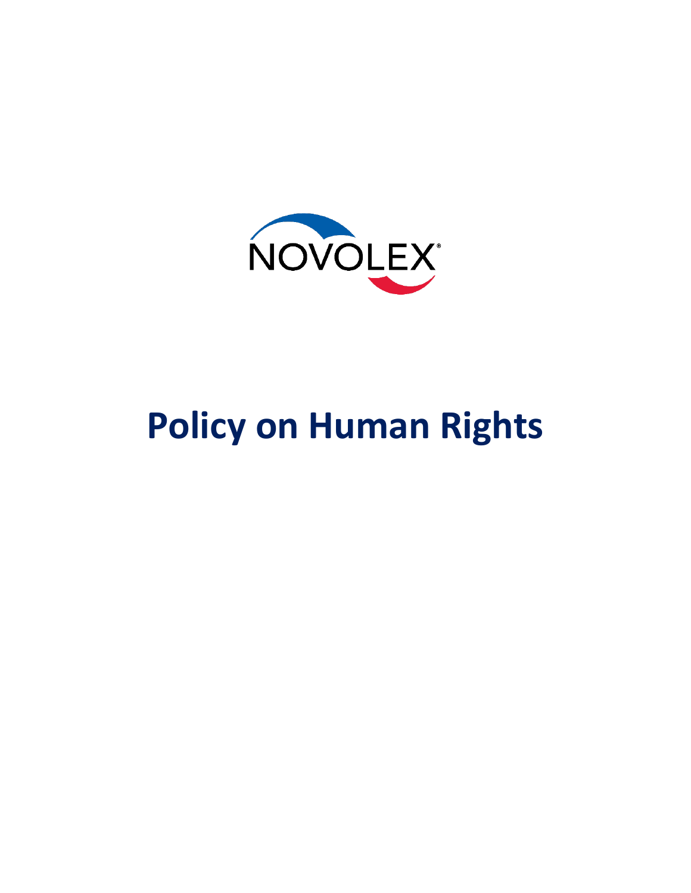NOVOLEX®

# Policy on Human Rights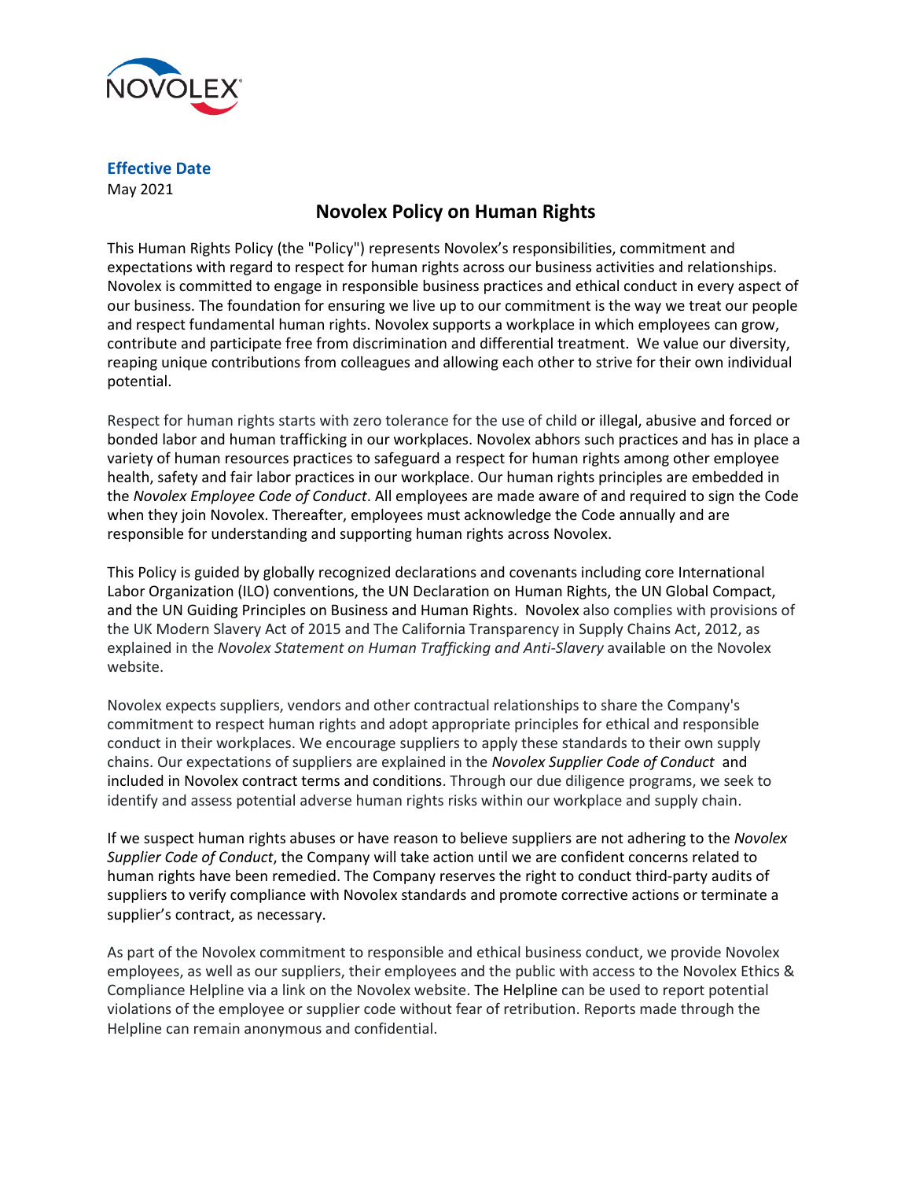**Effective Date**
May 2021

# Novolex Policy on Human Rights

This Human Rights Policy (the "Policy") represents Novolex's responsibilities, commitment and expectations with regard to respect for human rights across our business activities and relationships. Novolex is committed to engage in responsible business practices and ethical conduct in every aspect of our business. The foundation for ensuring we live up to our commitment is the way we treat our people and respect fundamental human rights. Novolex supports a workplace in which employees can grow, contribute and participate free from discrimination and differential treatment. We value our diversity, reaping unique contributions from colleagues and allowing each other to strive for their own individual potential.

Respect for human rights starts with zero tolerance for the use of child or illegal, abusive and forced or bonded labor and human trafficking in our workplaces. Novolex abhors such practices and has in place a variety of human resources practices to safeguard a respect for human rights among other employee health, safety and fair labor practices in our workplace. Our human rights principles are embedded in the *Novolex Employee Code of Conduct*. All employees are made aware of and required to sign the Code when they join Novolex. Thereafter, employees must acknowledge the Code annually and are responsible for understanding and supporting human rights across Novolex.

This Policy is guided by globally recognized declarations and covenants including core International Labor Organization (ILO) conventions, the UN Declaration on Human Rights, the UN Global Compact, and the UN Guiding Principles on Business and Human Rights. Novolex also complies with provisions of the UK Modern Slavery Act of 2015 and The California Transparency in Supply Chains Act, 2012, as explained in the *Novolex Statement on Human Trafficking and Anti-Slavery* available on the Novolex website.

Novolex expects suppliers, vendors and other contractual relationships to share the Company's commitment to respect human rights and adopt appropriate principles for ethical and responsible conduct in their workplaces. We encourage suppliers to apply these standards to their own supply chains. Our expectations of suppliers are explained in the *Novolex Supplier Code of Conduct* and included in Novolex contract terms and conditions. Through our due diligence programs, we seek to identify and assess potential adverse human rights risks within our workplace and supply chain.

If we suspect human rights abuses or have reason to believe suppliers are not adhering to the *Novolex Supplier Code of Conduct*, the Company will take action until we are confident concerns related to human rights have been remedied. The Company reserves the right to conduct third-party audits of suppliers to verify compliance with Novolex standards and promote corrective actions or terminate a supplier's contract, as necessary.

As part of the Novolex commitment to responsible and ethical business conduct, we provide Novolex employees, as well as our suppliers, their employees and the public with access to the Novolex Ethics & Compliance Helpline via a link on the Novolex website. The Helpline can be used to report potential violations of the employee or supplier code without fear of retribution. Reports made through the Helpline can remain anonymous and confidential.